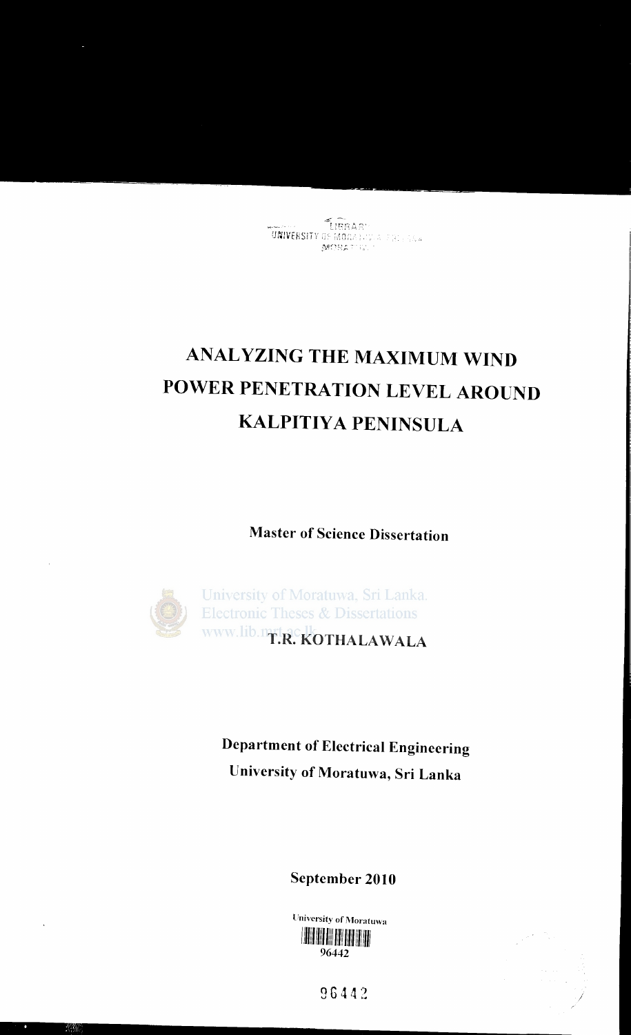LIBRARY
UNIVERSITY OF MORATUWA, SRI LANKA
MORATUWA

# ANALYZING THE MAXIMUM WIND POWER PENETRATION LEVEL AROUND KALPITIYA PENINSULA

**Master of Science Dissertation**

University of Moratuwa, Sri Lanka.
Electronic Theses & Dissertations
www.lib.mrt.ac.lk

**T.R. KOTHALAWALA**

**Department of Electrical Engineering**
**University of Moratuwa, Sri Lanka**

**September 2010**

University of Moratuwa
96442

96442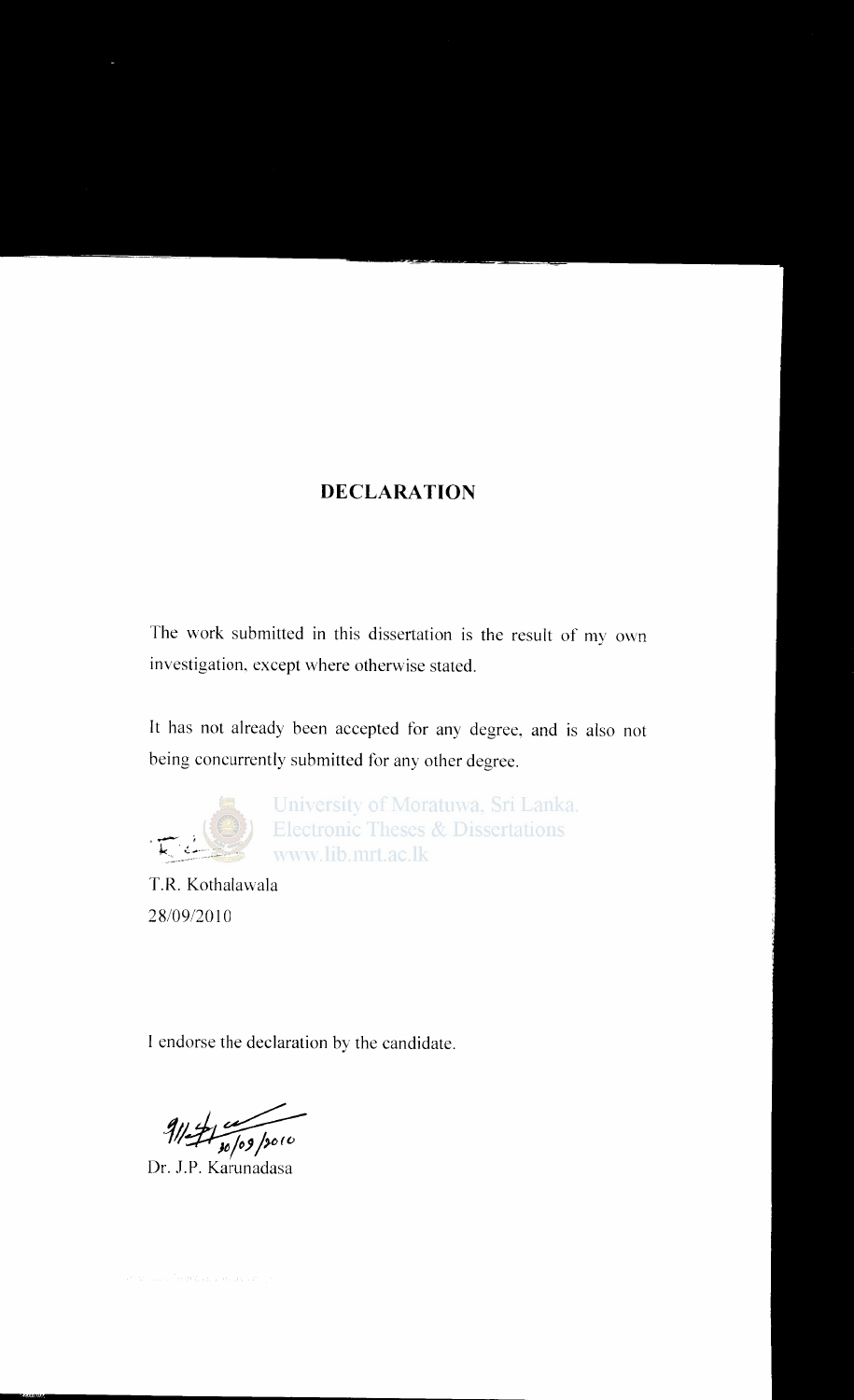## DECLARATION

The work submitted in this dissertation is the result of my own investigation, except where otherwise stated.

It has not already been accepted for any degree, and is also not being concurrently submitted for any other degree.

T.R. Kothalawala
28/09/2010

I endorse the declaration by the candidate.

30/09/2010
Dr. J.P. Karunadasa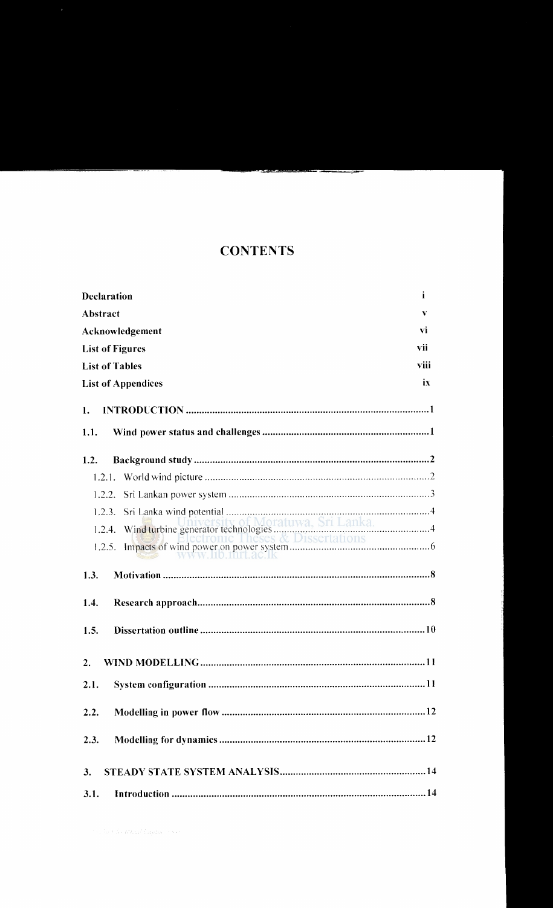# CONTENTS

| | |
|---|---|
| **Declaration** | i |
| **Abstract** | v |
| **Acknowledgement** | vi |
| **List of Figures** | vii |
| **List of Tables** | viii |
| **List of Appendices** | ix |

**1. INTRODUCTION** ........................................ 1

**1.1. Wind power status and challenges** ........................................ 1

**1.2. Background study** ........................................ 2

- 1.2.1. World wind picture ........................................ 2
- 1.2.2. Sri Lankan power system ........................................ 3
- 1.2.3. Sri Lanka wind potential ........................................ 4
- 1.2.4. Wind turbine generator technologies ........................................ 4
- 1.2.5. Impacts of wind power on power system ........................................ 6

**1.3. Motivation** ........................................ 8

**1.4. Research approach** ........................................ 8

**1.5. Dissertation outline** ........................................ 10

**2. WIND MODELLING** ........................................ 11

**2.1. System configuration** ........................................ 11

**2.2. Modelling in power flow** ........................................ 12

**2.3. Modelling for dynamics** ........................................ 12

**3. STEADY STATE SYSTEM ANALYSIS** ........................................ 14

**3.1. Introduction** ........................................ 14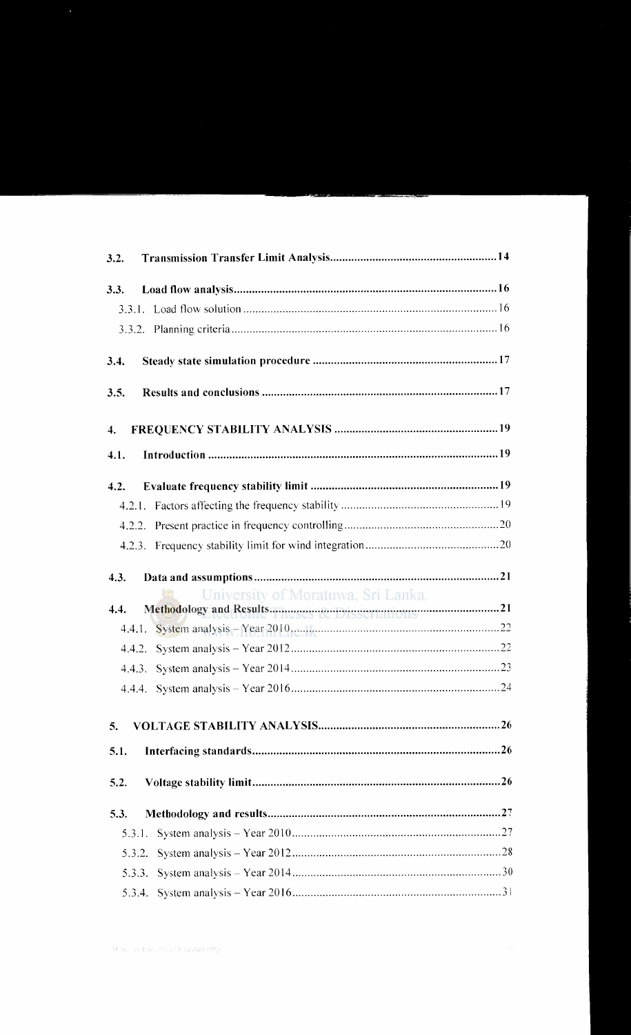**3.2. Transmission Transfer Limit Analysis** .......... 14

**3.3. Load flow analysis** .......... 16

3.3.1. Load flow solution .......... 16

3.3.2. Planning criteria .......... 16

**3.4. Steady state simulation procedure** .......... 17

**3.5. Results and conclusions** .......... 17

**4. FREQUENCY STABILITY ANALYSIS** .......... 19

**4.1. Introduction** .......... 19

**4.2. Evaluate frequency stability limit** .......... 19

4.2.1. Factors affecting the frequency stability .......... 19

4.2.2. Present practice in frequency controlling .......... 20

4.2.3. Frequency stability limit for wind integration .......... 20

**4.3. Data and assumptions** .......... 21

**4.4. Methodology and Results** .......... 21

4.4.1. System analysis – Year 2010 .......... 22

4.4.2. System analysis – Year 2012 .......... 22

4.4.3. System analysis – Year 2014 .......... 23

4.4.4. System analysis – Year 2016 .......... 24

**5. VOLTAGE STABILITY ANALYSIS** .......... 26

**5.1. Interfacing standards** .......... 26

**5.2. Voltage stability limit** .......... 26

**5.3. Methodology and results** .......... 27

5.3.1. System analysis – Year 2010 .......... 27

5.3.2. System analysis – Year 2012 .......... 28

5.3.3. System analysis – Year 2014 .......... 30

5.3.4. System analysis – Year 2016 .......... 31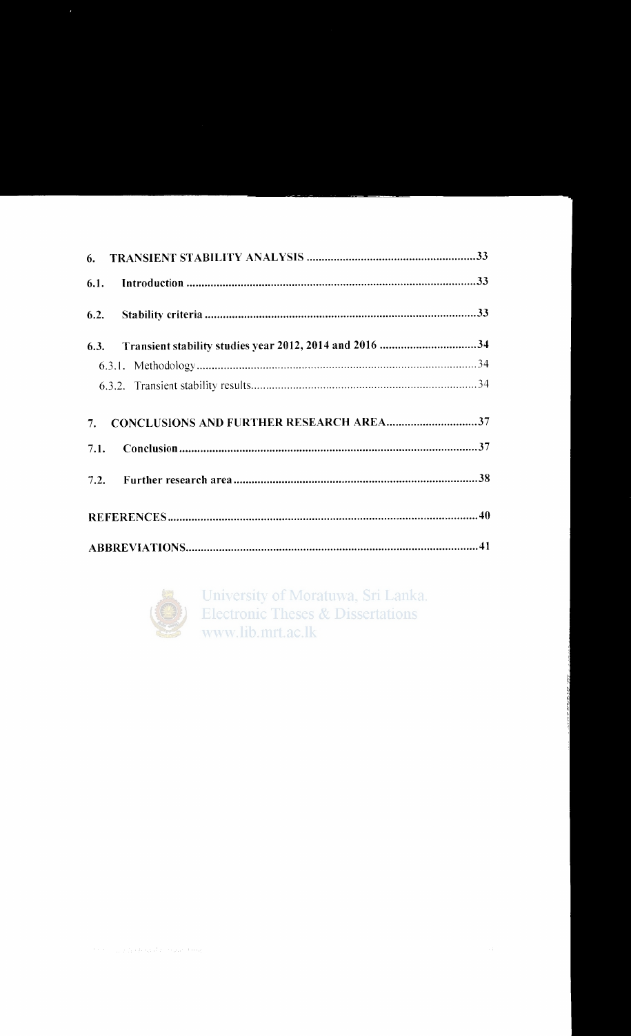6. **TRANSIENT STABILITY ANALYSIS** ........................................................33

6.1. **Introduction** ..............................................................................................33

6.2. **Stability criteria** .........................................................................................33

6.3. **Transient stability studies year 2012, 2014 and 2016** ................................34

6.3.1. Methodology .............................................................................................34

6.3.2. Transient stability results ..........................................................................34

7. **CONCLUSIONS AND FURTHER RESEARCH AREA** ..............................37

7.1. **Conclusion** ..................................................................................................37

7.2. **Further research area** .................................................................................38

**REFERENCES** ......................................................................................................40

**ABBREVIATIONS** ................................................................................................41

University of Moratuwa, Sri Lanka.
Electronic Theses & Dissertations
www.lib.mrt.ac.lk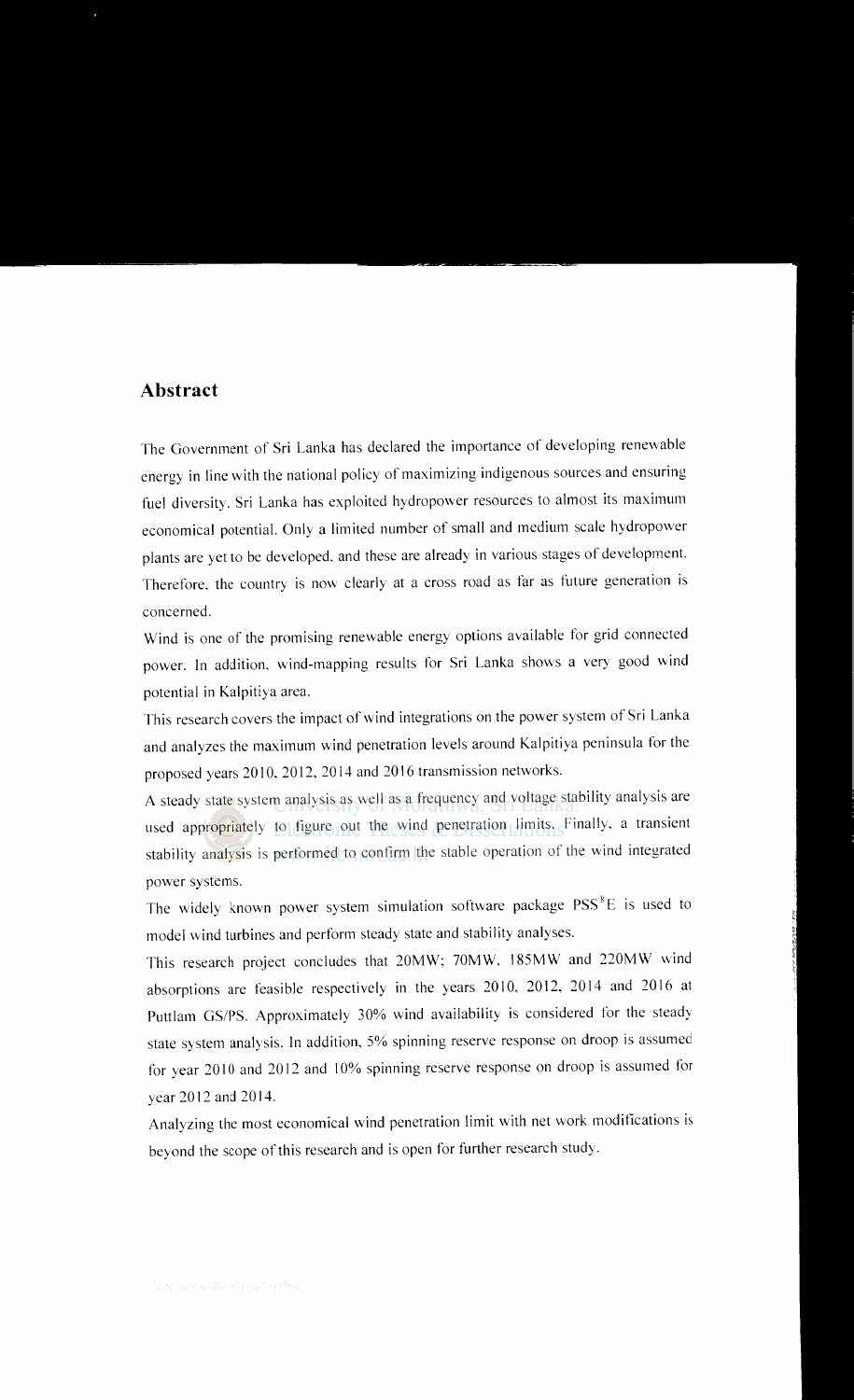# Abstract

The Government of Sri Lanka has declared the importance of developing renewable energy in line with the national policy of maximizing indigenous sources and ensuring fuel diversity. Sri Lanka has exploited hydropower resources to almost its maximum economical potential. Only a limited number of small and medium scale hydropower plants are yet to be developed, and these are already in various stages of development. Therefore, the country is now clearly at a cross road as far as future generation is concerned.

Wind is one of the promising renewable energy options available for grid connected power. In addition, wind-mapping results for Sri Lanka shows a very good wind potential in Kalpitiya area.

This research covers the impact of wind integrations on the power system of Sri Lanka and analyzes the maximum wind penetration levels around Kalpitiya peninsula for the proposed years 2010, 2012, 2014 and 2016 transmission networks.

A steady state system analysis as well as a frequency and voltage stability analysis are used appropriately to figure out the wind penetration limits. Finally, a transient stability analysis is performed to confirm the stable operation of the wind integrated power systems.

The widely known power system simulation software package PSS®E is used to model wind turbines and perform steady state and stability analyses.

This research project concludes that 20MW; 70MW, 185MW and 220MW wind absorptions are feasible respectively in the years 2010, 2012, 2014 and 2016 at Puttlam GS/PS. Approximately 30% wind availability is considered for the steady state system analysis. In addition, 5% spinning reserve response on droop is assumed for year 2010 and 2012 and 10% spinning reserve response on droop is assumed for year 2012 and 2014.

Analyzing the most economical wind penetration limit with net work modifications is beyond the scope of this research and is open for further research study.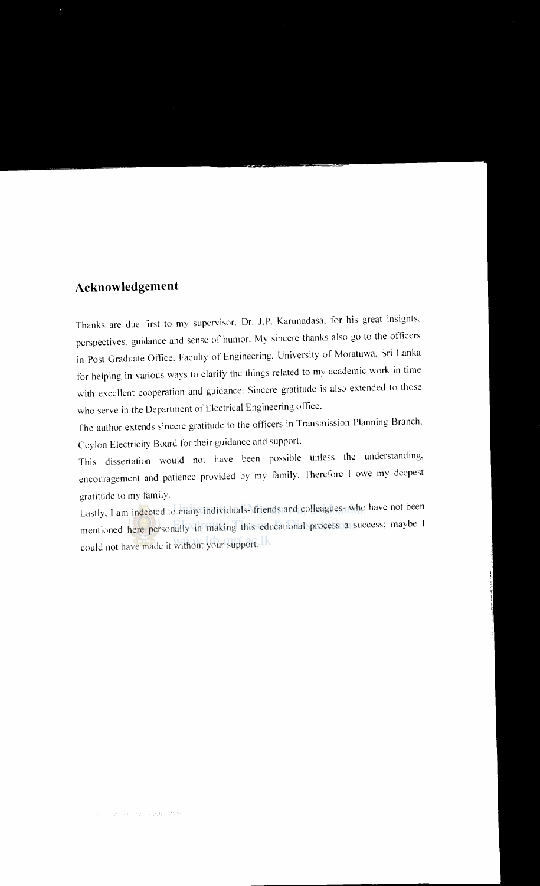## Acknowledgement

Thanks are due first to my supervisor, Dr. J.P. Karunadasa, for his great insights, perspectives, guidance and sense of humor. My sincere thanks also go to the officers in Post Graduate Office, Faculty of Engineering, University of Moratuwa, Sri Lanka for helping in various ways to clarify the things related to my academic work in time with excellent cooperation and guidance. Sincere gratitude is also extended to those who serve in the Department of Electrical Engineering office.

The author extends sincere gratitude to the officers in Transmission Planning Branch, Ceylon Electricity Board for their guidance and support.

This dissertation would not have been possible unless the understanding, encouragement and patience provided by my family. Therefore I owe my deepest gratitude to my family.

Lastly, I am indebted to many individuals- friends and colleagues- who have not been mentioned here personally in making this educational process a success; maybe I could not have made it without your support.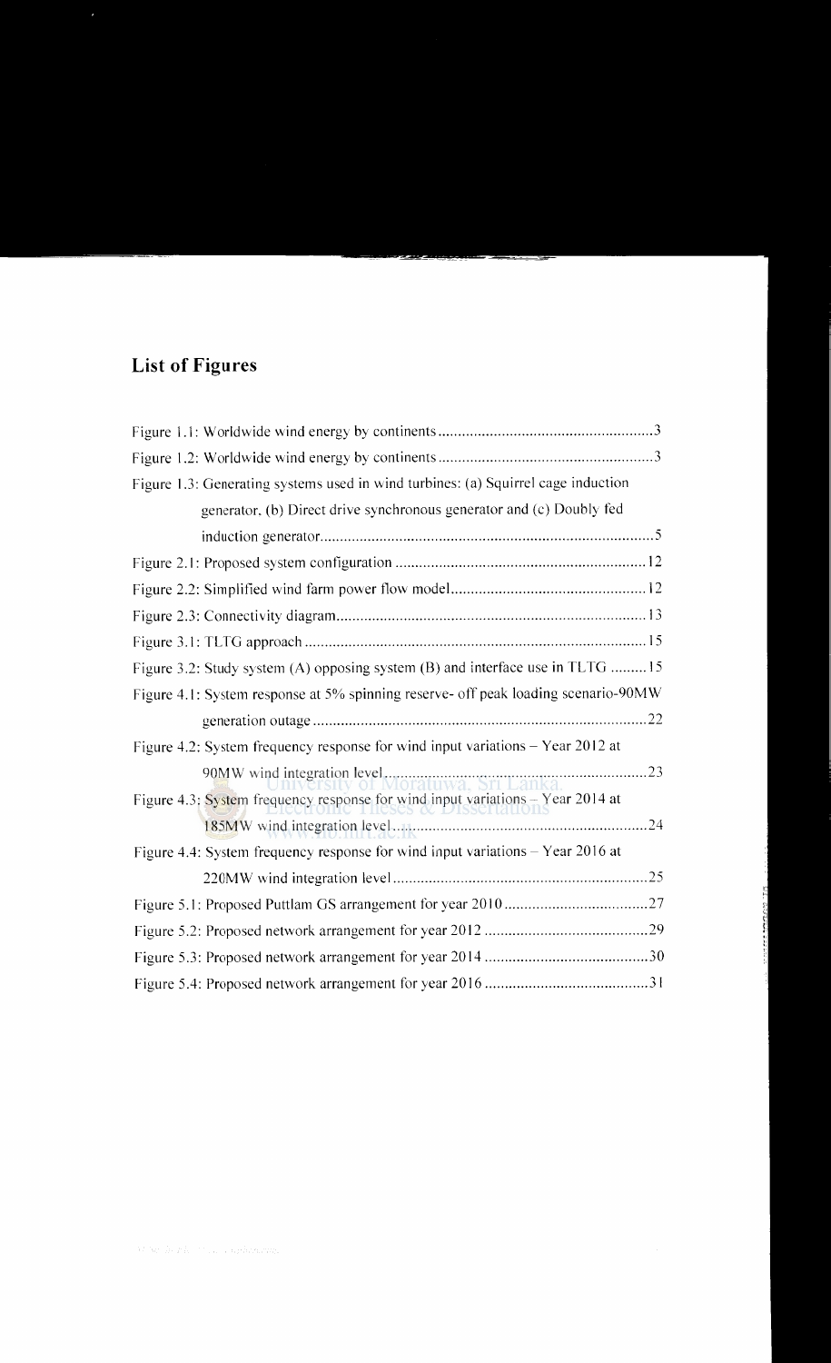## List of Figures

Figure 1.1: Worldwide wind energy by continents ....................................................3

Figure 1.2: Worldwide wind energy by continents ....................................................3

Figure 1.3: Generating systems used in wind turbines: (a) Squirrel cage induction generator, (b) Direct drive synchronous generator and (c) Doubly fed induction generator ....................................................5

Figure 2.1: Proposed system configuration ....................................................12

Figure 2.2: Simplified wind farm power flow model ....................................................12

Figure 2.3: Connectivity diagram ....................................................13

Figure 3.1: TLTG approach ....................................................15

Figure 3.2: Study system (A) opposing system (B) and interface use in TLTG .........15

Figure 4.1: System response at 5% spinning reserve- off peak loading scenario-90MW generation outage ....................................................22

Figure 4.2: System frequency response for wind input variations – Year 2012 at 90MW wind integration level ....................................................23

Figure 4.3: System frequency response for wind input variations – Year 2014 at 185MW wind integration level ....................................................24

Figure 4.4: System frequency response for wind input variations – Year 2016 at 220MW wind integration level ....................................................25

Figure 5.1: Proposed Puttlam GS arrangement for year 2010 ....................................................27

Figure 5.2: Proposed network arrangement for year 2012 ....................................................29

Figure 5.3: Proposed network arrangement for year 2014 ....................................................30

Figure 5.4: Proposed network arrangement for year 2016 ....................................................31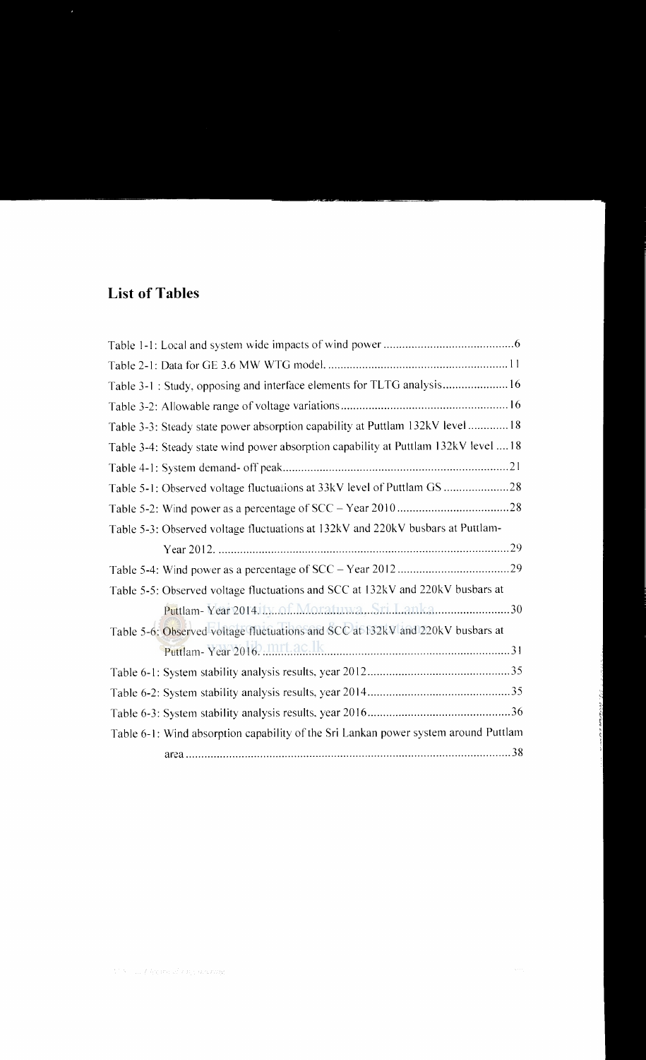## List of Tables

Table 1-1: Local and system wide impacts of wind power ....................................... 6

Table 2-1: Data for GE 3.6 MW WTG model. ....................................................... 11

Table 3-1 : Study, opposing and interface elements for TLTG analysis...................... 16

Table 3-2: Allowable range of voltage variations .................................................. 16

Table 3-3: Steady state power absorption capability at Puttlam 132kV level ............. 18

Table 3-4: Steady state wind power absorption capability at Puttlam 132kV level .... 18

Table 4-1: System demand- off peak..................................................................... 21

Table 5-1: Observed voltage fluctuations at 33kV level of Puttlam GS ..................... 28

Table 5-2: Wind power as a percentage of SCC – Year 2010 .................................... 28

Table 5-3: Observed voltage fluctuations at 132kV and 220kV busbars at Puttlam-Year 2012. ............................................................................................. 29

Table 5-4: Wind power as a percentage of SCC – Year 2012 .................................... 29

Table 5-5: Observed voltage fluctuations and SCC at 132kV and 220kV busbars at Puttlam- Year 2014. ................................................................................. 30

Table 5-6: Observed voltage fluctuations and SCC at 132kV and 220kV busbars at Puttlam- Year 2016. ................................................................................. 31

Table 6-1: System stability analysis results, year 2012 ............................................. 35

Table 6-2: System stability analysis results, year 2014 ............................................. 35

Table 6-3: System stability analysis results, year 2016 ............................................. 36

Table 6-1: Wind absorption capability of the Sri Lankan power system around Puttlam area ....................................................................................................... 38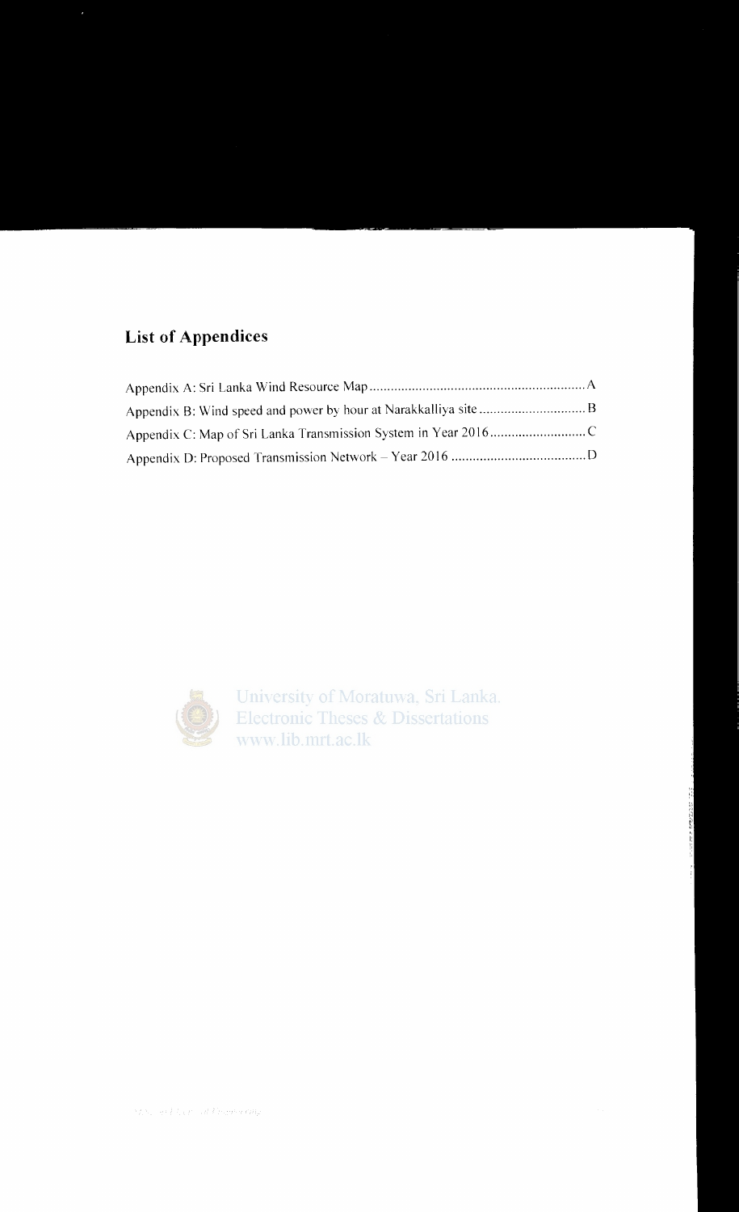## List of Appendices

Appendix A: Sri Lanka Wind Resource Map .............................................................. A
Appendix B: Wind speed and power by hour at Narakkalliya site ................................ B
Appendix C: Map of Sri Lanka Transmission System in Year 2016 .............................. C
Appendix D: Proposed Transmission Network – Year 2016 ......................................... D